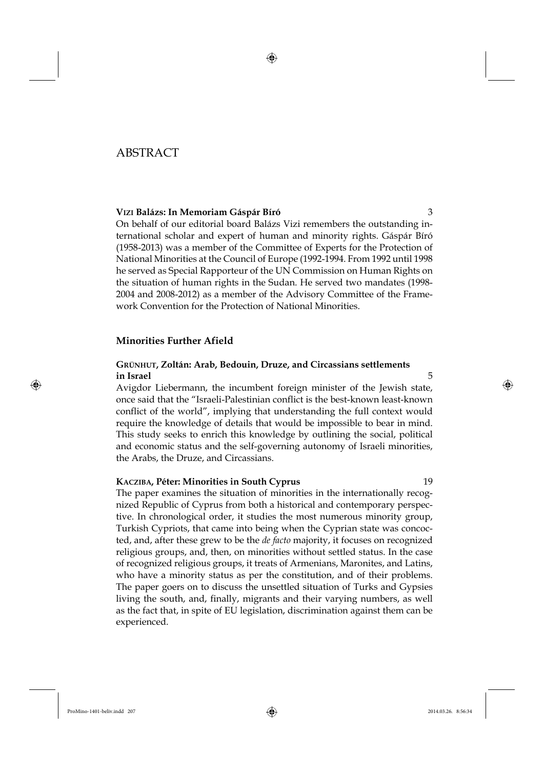# ABSTRACT

**Vizi Balázs: In Memoriam Gáspár Bíró** 3

On behalf of our editorial board Balázs Vizi remembers the outstanding international scholar and expert of human and minority rights. Gáspár Bíró (1958-2013) was a member of the Committee of Experts for the Protection of National Minorities at the Council of Europe (1992-1994. From 1992 until 1998 he served as Special Rapporteur of the UN Commission on Human Rights on the situation of human rights in the Sudan. He served two mandates (1998-2004 and 2008-2012) as a member of the Advisory Committee of the Framework Convention for the Protection of National Minorities.

## Minorities Further Afield

**Grünhut, Zoltán: Arab, Bedouin, Druze, and Circassians settlements in Israel** 5

Avigdor Liebermann, the incumbent foreign minister of the Jewish state, once said that the "Israeli-Palestinian conflict is the best-known least-known conflict of the world", implying that understanding the full context would require the knowledge of details that would be impossible to bear in mind. This study seeks to enrich this knowledge by outlining the social, political and economic status and the self-governing autonomy of Israeli minorities, the Arabs, the Druze, and Circassians.

**Kacziba, Péter: Minorities in South Cyprus** 19

The paper examines the situation of minorities in the internationally recognized Republic of Cyprus from both a historical and contemporary perspective. In chronological order, it studies the most numerous minority group, Turkish Cypriots, that came into being when the Cyprian state was concocted, and, after these grew to be the *de facto* majority, it focuses on recognized religious groups, and, then, on minorities without settled status. In the case of recognized religious groups, it treats of Armenians, Maronites, and Latins, who have a minority status as per the constitution, and of their problems. The paper goers on to discuss the unsettled situation of Turks and Gypsies living the south, and, finally, migrants and their varying numbers, as well as the fact that, in spite of EU legislation, discrimination against them can be experienced.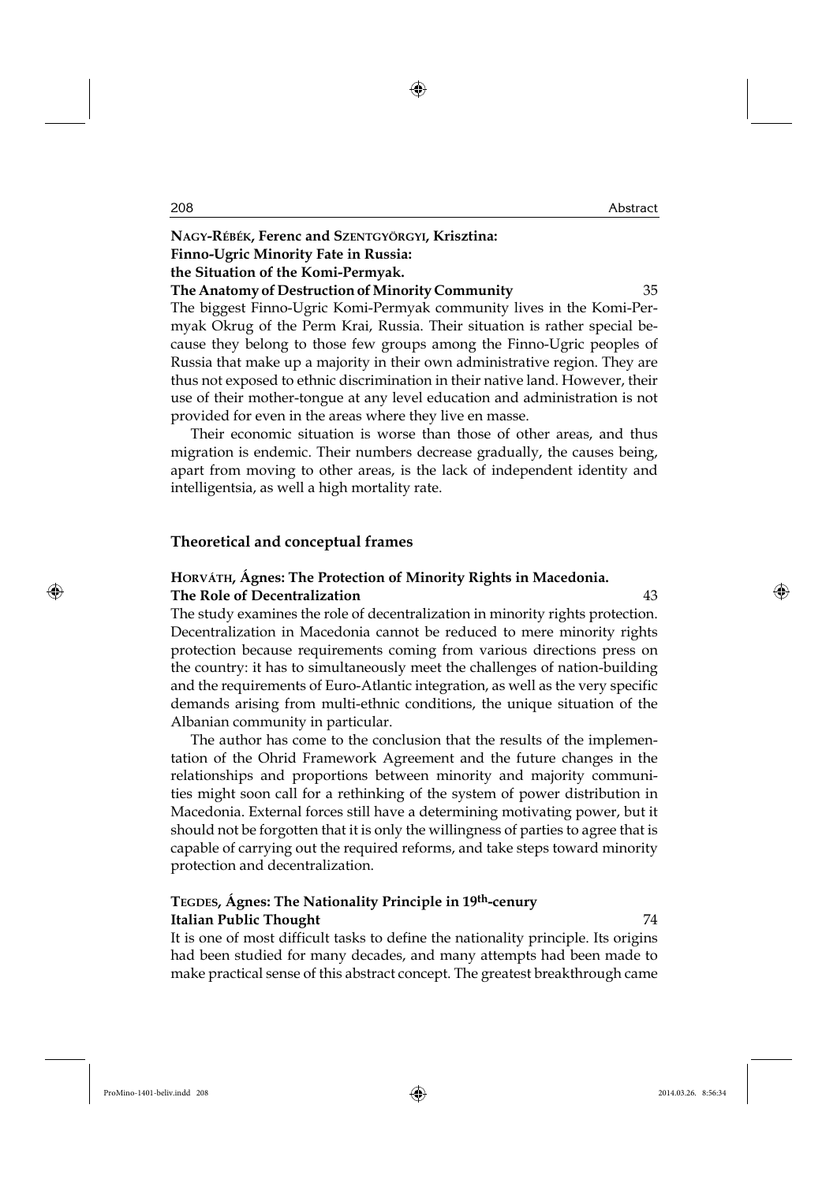**Nagy-Rébék, Ferenc and Szentgyörgyi, Krisztina: Finno-Ugric Minority Fate in Russia: the Situation of the Komi-Permyak. The Anatomy of Destruction of Minority Community** 35

The biggest Finno-Ugric Komi-Permyak community lives in the Komi-Permyak Okrug of the Perm Krai, Russia. Their situation is rather special because they belong to those few groups among the Finno-Ugric peoples of Russia that make up a majority in their own administrative region. They are thus not exposed to ethnic discrimination in their native land. However, their use of their mother-tongue at any level education and administration is not provided for even in the areas where they live en masse.

Their economic situation is worse than those of other areas, and thus migration is endemic. Their numbers decrease gradually, the causes being, apart from moving to other areas, is the lack of independent identity and intelligentsia, as well a high mortality rate.

## Theoretical and conceptual frames

**Horváth, Ágnes: The Protection of Minority Rights in Macedonia. The Role of Decentralization** 43

The study examines the role of decentralization in minority rights protection. Decentralization in Macedonia cannot be reduced to mere minority rights protection because requirements coming from various directions press on the country: it has to simultaneously meet the challenges of nation-building and the requirements of Euro-Atlantic integration, as well as the very specific demands arising from multi-ethnic conditions, the unique situation of the Albanian community in particular.

The author has come to the conclusion that the results of the implementation of the Ohrid Framework Agreement and the future changes in the relationships and proportions between minority and majority communities might soon call for a rethinking of the system of power distribution in Macedonia. External forces still have a determining motivating power, but it should not be forgotten that it is only the willingness of parties to agree that is capable of carrying out the required reforms, and take steps toward minority protection and decentralization.

**Tegdes, Ágnes: The Nationality Principle in 19th-cenury Italian Public Thought** 74

It is one of most difficult tasks to define the nationality principle. Its origins had been studied for many decades, and many attempts had been made to make practical sense of this abstract concept. The greatest breakthrough came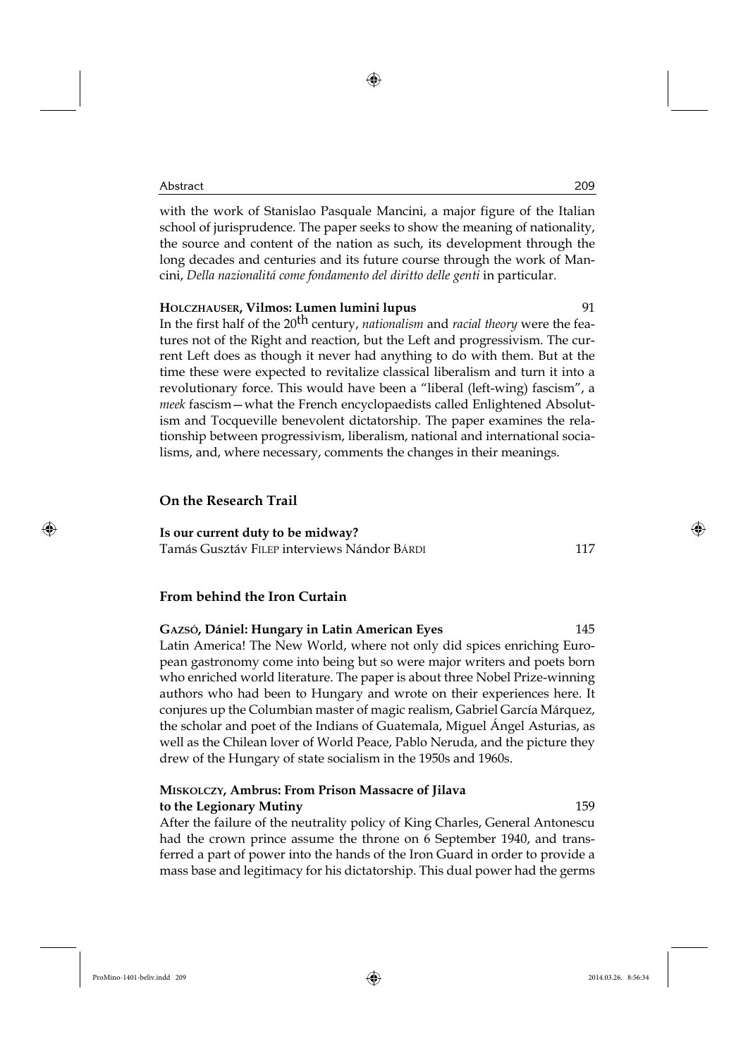with the work of Stanislao Pasquale Mancini, a major figure of the Italian school of jurisprudence. The paper seeks to show the meaning of nationality, the source and content of the nation as such, its development through the long decades and centuries and its future course through the work of Mancini, *Della nazionalitá come fondamento del diritto delle genti* in particular.

**Holczhauser, Vilmos: Lumen lumini lupus** 91

In the first half of the 20th century, *nationalism* and *racial theory* were the features not of the Right and reaction, but the Left and progressivism. The current Left does as though it never had anything to do with them. But at the time these were expected to revitalize classical liberalism and turn it into a revolutionary force. This would have been a "liberal (left-wing) fascism", a *meek* fascism—what the French encyclopaedists called Enlightened Absolutism and Tocqueville benevolent dictatorship. The paper examines the relationship between progressivism, liberalism, national and international socialisms, and, where necessary, comments the changes in their meanings.

## On the Research Trail

**Is our current duty to be midway?**
Tamás Gusztáv Filep interviews Nándor Bárdi 117

## From behind the Iron Curtain

**Gazsó, Dániel: Hungary in Latin American Eyes** 145

Latin America! The New World, where not only did spices enriching European gastronomy come into being but so were major writers and poets born who enriched world literature. The paper is about three Nobel Prize-winning authors who had been to Hungary and wrote on their experiences here. It conjures up the Columbian master of magic realism, Gabriel García Márquez, the scholar and poet of the Indians of Guatemala, Miguel Ángel Asturias, as well as the Chilean lover of World Peace, Pablo Neruda, and the picture they drew of the Hungary of state socialism in the 1950s and 1960s.

**Miskolczy, Ambrus: From Prison Massacre of Jilava to the Legionary Mutiny** 159

After the failure of the neutrality policy of King Charles, General Antonescu had the crown prince assume the throne on 6 September 1940, and transferred a part of power into the hands of the Iron Guard in order to provide a mass base and legitimacy for his dictatorship. This dual power had the germs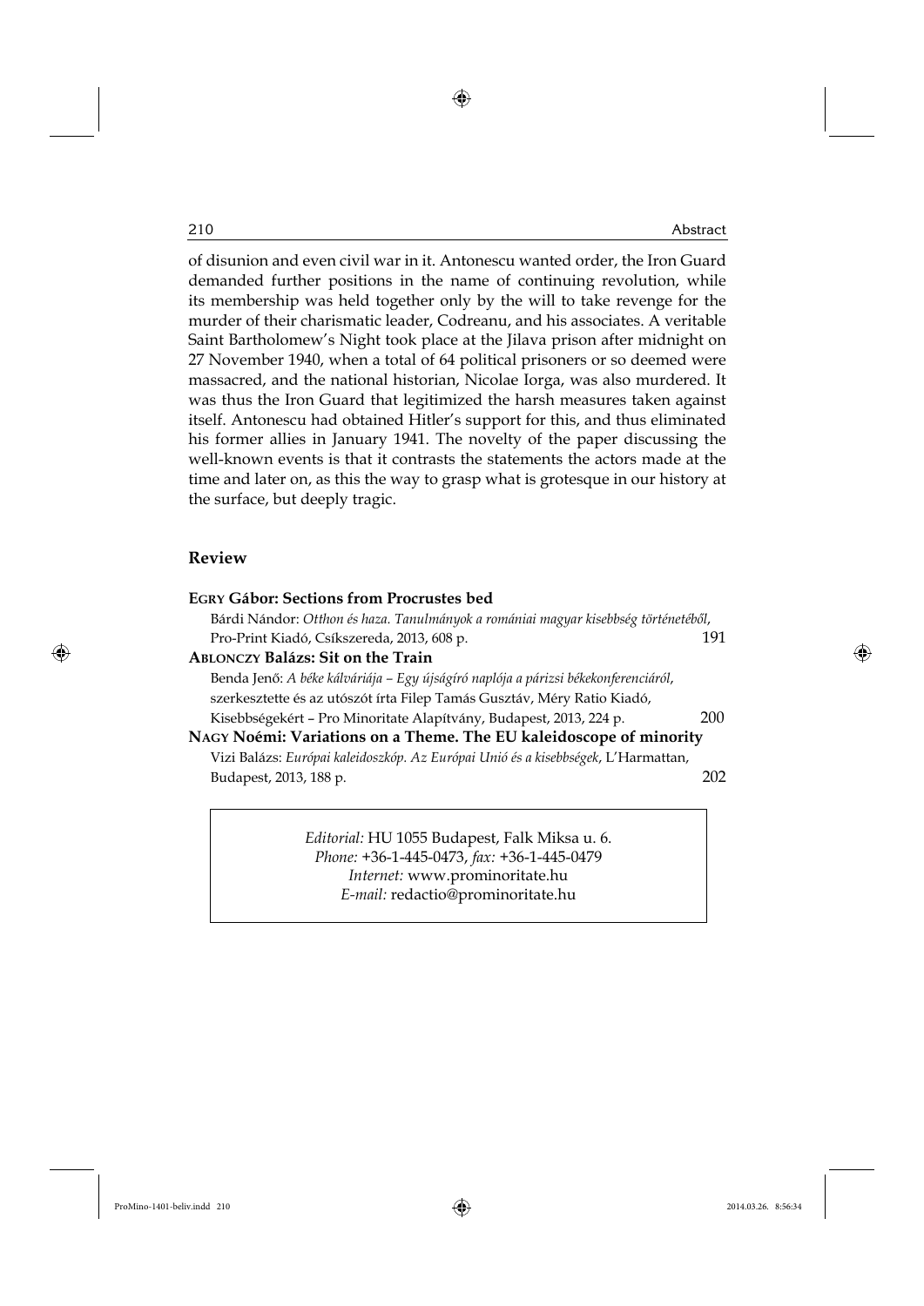of disunion and even civil war in it. Antonescu wanted order, the Iron Guard demanded further positions in the name of continuing revolution, while its membership was held together only by the will to take revenge for the murder of their charismatic leader, Codreanu, and his associates. A veritable Saint Bartholomew's Night took place at the Jilava prison after midnight on 27 November 1940, when a total of 64 political prisoners or so deemed were massacred, and the national historian, Nicolae Iorga, was also murdered. It was thus the Iron Guard that legitimized the harsh measures taken against itself. Antonescu had obtained Hitler's support for this, and thus eliminated his former allies in January 1941. The novelty of the paper discussing the well-known events is that it contrasts the statements the actors made at the time and later on, as this the way to grasp what is grotesque in our history at the surface, but deeply tragic.

## Review

**EGRY Gábor: Sections from Procrustes bed**
Bárdi Nándor: *Otthon és haza. Tanulmányok a romániai magyar kisebbség történetéből*, Pro-Print Kiadó, Csíkszereda, 2013, 608 p. 191

**ABLONCZY Balázs: Sit on the Train**
Benda Jenő: *A béke kálváriája – Egy újságíró naplója a párizsi békekonferenciáról*, szerkesztette és az utószót írta Filep Tamás Gusztáv, Méry Ratio Kiadó, Kisebbségekért – Pro Minoritate Alapítvány, Budapest, 2013, 224 p. 200

**NAGY Noémi: Variations on a Theme. The EU kaleidoscope of minority**
Vizi Balázs: *Európai kaleidoszkóp. Az Európai Unió és a kisebbségek*, L'Harmattan, Budapest, 2013, 188 p. 202

*Editorial:* HU 1055 Budapest, Falk Miksa u. 6.
*Phone:* +36-1-445-0473, *fax:* +36-1-445-0479
*Internet:* www.prominoritate.hu
*E-mail:* redactio@prominoritate.hu